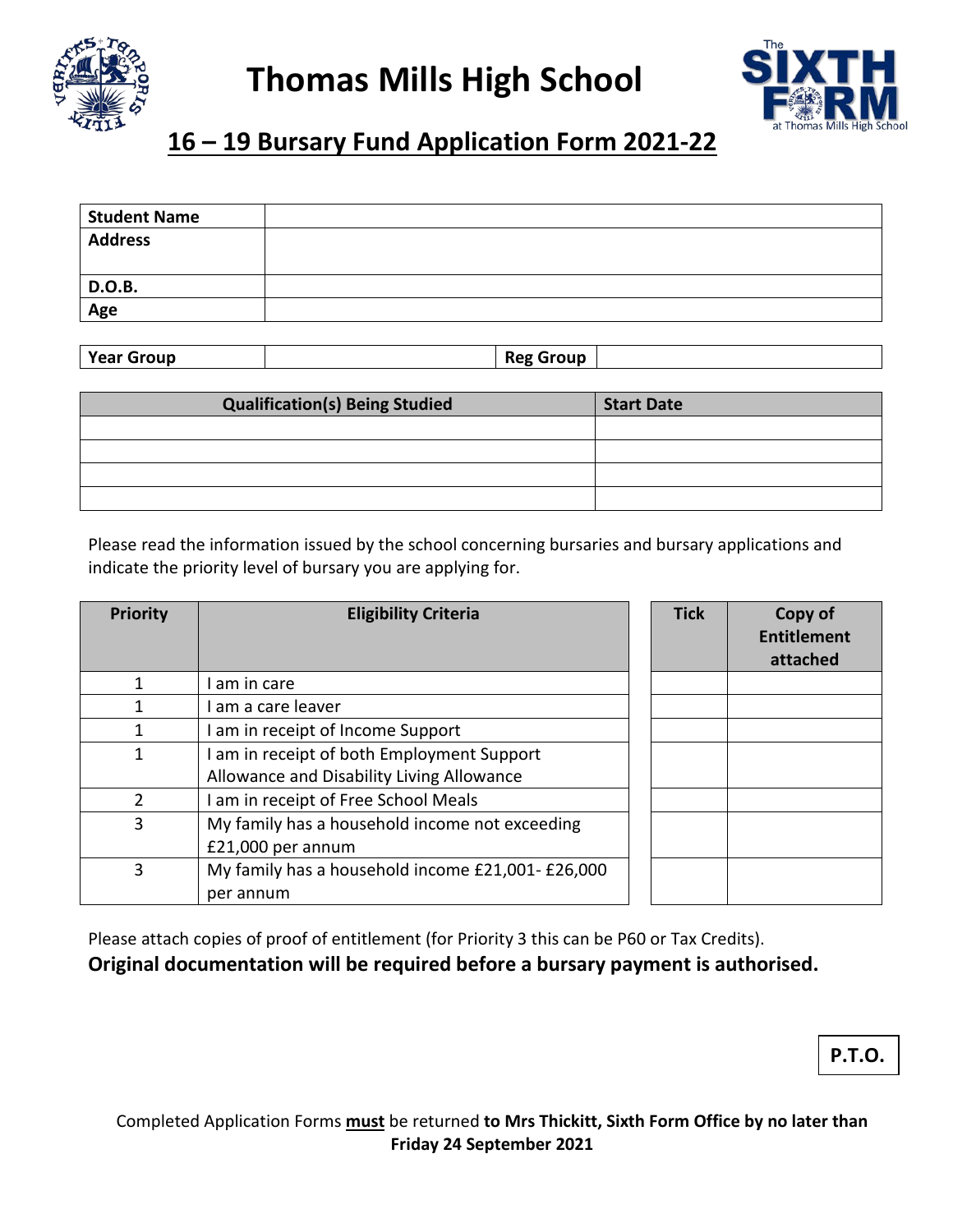# Thomas Mills High School

## 16 – 19 Bursary Fund Application Form 2021-22

| **Student Name** | |
|---|---|
| **Address** | |
| **D.O.B.** | |
| **Age** | |

| **Year Group** | | **Reg Group** | |
|---|---|---|---|

| Qualification(s) Being Studied | Start Date |
|---|---|
| | |
| | |
| | |
| | |

Please read the information issued by the school concerning bursaries and bursary applications and indicate the priority level of bursary you are applying for.

| Priority | Eligibility Criteria | Tick | Copy of Entitlement attached |
|---|---|---|---|
| 1 | I am in care | | |
| 1 | I am a care leaver | | |
| 1 | I am in receipt of Income Support | | |
| 1 | I am in receipt of both Employment Support Allowance and Disability Living Allowance | | |
| 2 | I am in receipt of Free School Meals | | |
| 3 | My family has a household income not exceeding £21,000 per annum | | |
| 3 | My family has a household income £21,001- £26,000 per annum | | |

Please attach copies of proof of entitlement (for Priority 3 this can be P60 or Tax Credits).

**Original documentation will be required before a bursary payment is authorised.**

**P.T.O.**

Completed Application Forms **must** be returned **to Mrs Thickitt, Sixth Form Office by no later than Friday 24 September 2021**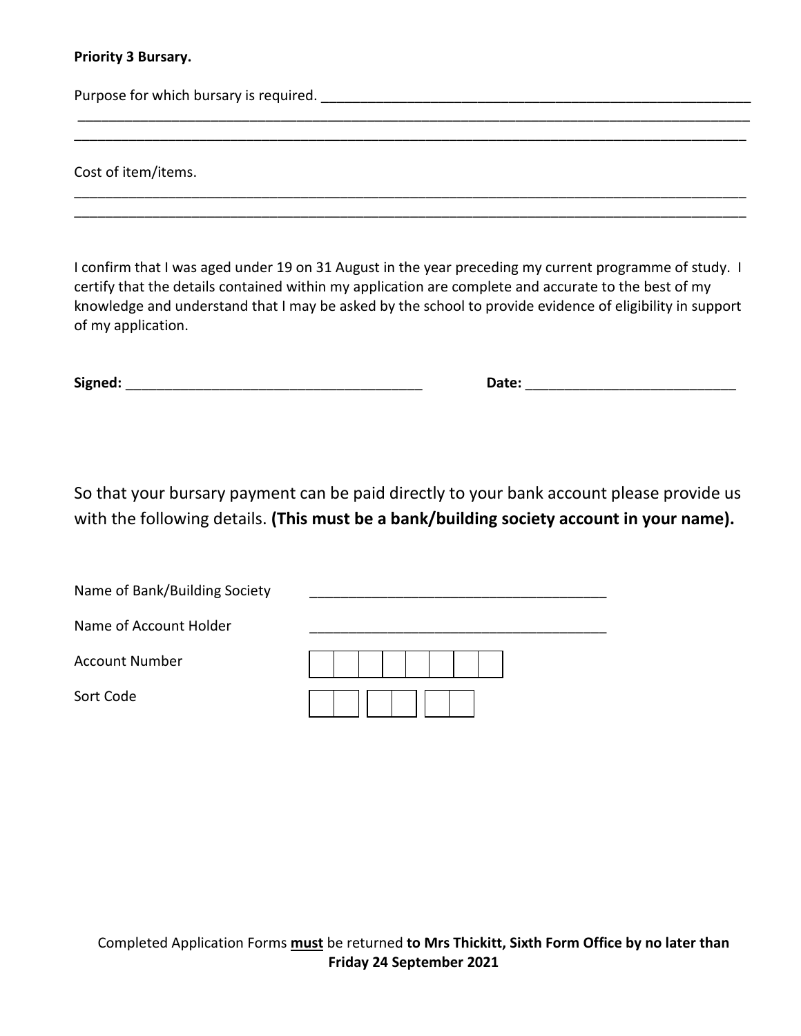**Priority 3 Bursary.**

Purpose for which bursary is required. ___________________________________________________________
_____________________________________________________________________________________________
_____________________________________________________________________________________________

Cost of item/items.

_____________________________________________________________________________________________
_____________________________________________________________________________________________

I confirm that I was aged under 19 on 31 August in the year preceding my current programme of study. I certify that the details contained within my application are complete and accurate to the best of my knowledge and understand that I may be asked by the school to provide evidence of eligibility in support of my application.

**Signed:** ________________________________________ **Date:** ___________________________

So that your bursary payment can be paid directly to your bank account please provide us with the following details. **(This must be a bank/building society account in your name).**

| | |
|---|---|
| Name of Bank/Building Society | ______________________________________ |
| Name of Account Holder | ______________________________________ |
| Account Number | ☐☐☐☐☐☐☐☐ |
| Sort Code | ☐☐ ☐☐ ☐☐ |

Completed Application Forms **<u>must</u>** be returned **to Mrs Thickitt, Sixth Form Office by no later than Friday 24 September 2021**